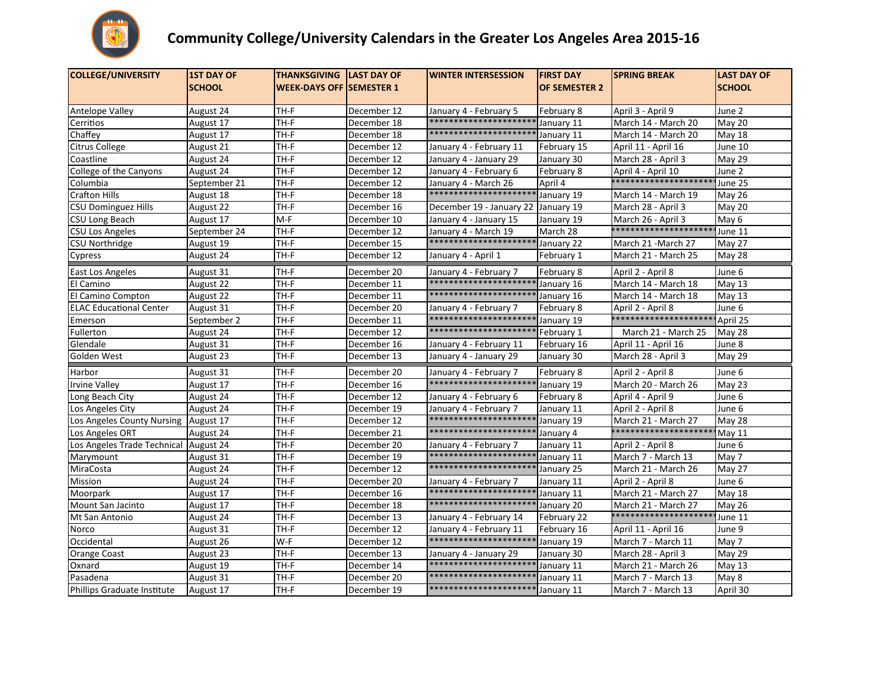# Community College/University Calendars in the Greater Los Angeles Area 2015-16

| COLLEGE/UNIVERSITY | 1ST DAY OF SCHOOL | THANKSGIVING WEEK-DAYS OFF | LAST DAY OF SEMESTER 1 | WINTER INTERSESSION | FIRST DAY OF SEMESTER 2 | SPRING BREAK | LAST DAY OF SCHOOL |
|---|---|---|---|---|---|---|---|
| Antelope Valley | August 24 | TH-F | December 12 | January 4 - February 5 | February 8 | April 3 - April 9 | June 2 |
| Cerritos | August 17 | TH-F | December 18 | ********************** | January 11 | March 14 - March 20 | May 20 |
| Chaffey | August 17 | TH-F | December 18 | ********************** | January 11 | March 14 - March 20 | May 18 |
| Citrus College | August 21 | TH-F | December 12 | January 4 - February 11 | February 15 | April 11 - April 16 | June 10 |
| Coastline | August 24 | TH-F | December 12 | January 4 - January 29 | January 30 | March 28 - April 3 | May 29 |
| College of the Canyons | August 24 | TH-F | December 12 | January 4 - February 6 | February 8 | April 4 - April 10 | June 2 |
| Columbia | September 21 | TH-F | December 12 | January 4 - March 26 | April 4 | ********************** | June 25 |
| Crafton Hills | August 18 | TH-F | December 18 | ********************** | January 19 | March 14 - March 19 | May 26 |
| CSU Dominguez Hills | August 22 | TH-F | December 16 | December 19 - January 22 | January 19 | March 28 - April 3 | May 20 |
| CSU Long Beach | August 17 | M-F | December 10 | January 4 - January 15 | January 19 | March 26 - April 3 | May 6 |
| CSU Los Angeles | September 24 | TH-F | December 12 | January 4 - March 19 | March 28 | ********************** | June 11 |
| CSU Northridge | August 19 | TH-F | December 15 | ********************** | January 22 | March 21 -March 27 | May 27 |
| Cypress | August 24 | TH-F | December 12 | January 4 - April 1 | February 1 | March 21 - March 25 | May 28 |
| East Los Angeles | August 31 | TH-F | December 20 | January 4 - February 7 | February 8 | April 2 - April 8 | June 6 |
| El Camino | August 22 | TH-F | December 11 | ********************** | January 16 | March 14 - March 18 | May 13 |
| El Camino Compton | August 22 | TH-F | December 11 | ********************** | January 16 | March 14 - March 18 | May 13 |
| ELAC Educational Center | August 31 | TH-F | December 20 | January 4 - February 7 | February 8 | April 2 - April 8 | June 6 |
| Emerson | September 2 | TH-F | December 11 | ********************** | January 19 | ********************** | April 25 |
| Fullerton | August 24 | TH-F | December 12 | ********************** | February 1 | March 21 - March 25 | May 28 |
| Glendale | August 31 | TH-F | December 16 | January 4 - February 11 | February 16 | April 11 - April 16 | June 8 |
| Golden West | August 23 | TH-F | December 13 | January 4 - January 29 | January 30 | March 28 - April 3 | May 29 |
| Harbor | August 31 | TH-F | December 20 | January 4 - February 7 | February 8 | April 2 - April 8 | June 6 |
| Irvine Valley | August 17 | TH-F | December 16 | ********************** | January 19 | March 20 - March 26 | May 23 |
| Long Beach City | August 24 | TH-F | December 12 | January 4 - February 6 | February 8 | April 4 - April 9 | June 6 |
| Los Angeles City | August 24 | TH-F | December 19 | January 4 - February 7 | January 11 | April 2 - April 8 | June 6 |
| Los Angeles County Nursing | August 17 | TH-F | December 12 | ********************** | January 19 | March 21 - March 27 | May 28 |
| Los Angeles ORT | August 24 | TH-F | December 21 | ********************** | January 4 | ********************** | May 11 |
| Los Angeles Trade Technical | August 24 | TH-F | December 20 | January 4 - February 7 | January 11 | April 2 - April 8 | June 6 |
| Marymount | August 31 | TH-F | December 19 | ********************** | January 11 | March 7 - March 13 | May 7 |
| MiraCosta | August 24 | TH-F | December 12 | ********************** | January 25 | March 21 - March 26 | May 27 |
| Mission | August 24 | TH-F | December 20 | January 4 - February 7 | January 11 | April 2 - April 8 | June 6 |
| Moorpark | August 17 | TH-F | December 16 | ********************** | January 11 | March 21 - March 27 | May 18 |
| Mount San Jacinto | August 17 | TH-F | December 18 | ********************** | January 20 | March 21 - March 27 | May 26 |
| Mt San Antonio | August 24 | TH-F | December 13 | January 4 - February 14 | February 22 | ********************** | June 11 |
| Norco | August 31 | TH-F | December 12 | January 4 - February 11 | February 16 | April 11 - April 16 | June 9 |
| Occidental | August 26 | W-F | December 12 | ********************** | January 19 | March 7 - March 11 | May 7 |
| Orange Coast | August 23 | TH-F | December 13 | January 4 - January 29 | January 30 | March 28 - April 3 | May 29 |
| Oxnard | August 19 | TH-F | December 14 | ********************** | January 11 | March 21 - March 26 | May 13 |
| Pasadena | August 31 | TH-F | December 20 | ********************** | January 11 | March 7 - March 13 | May 8 |
| Phillips Graduate Institute | August 17 | TH-F | December 19 | ********************** | January 11 | March 7 - March 13 | April 30 |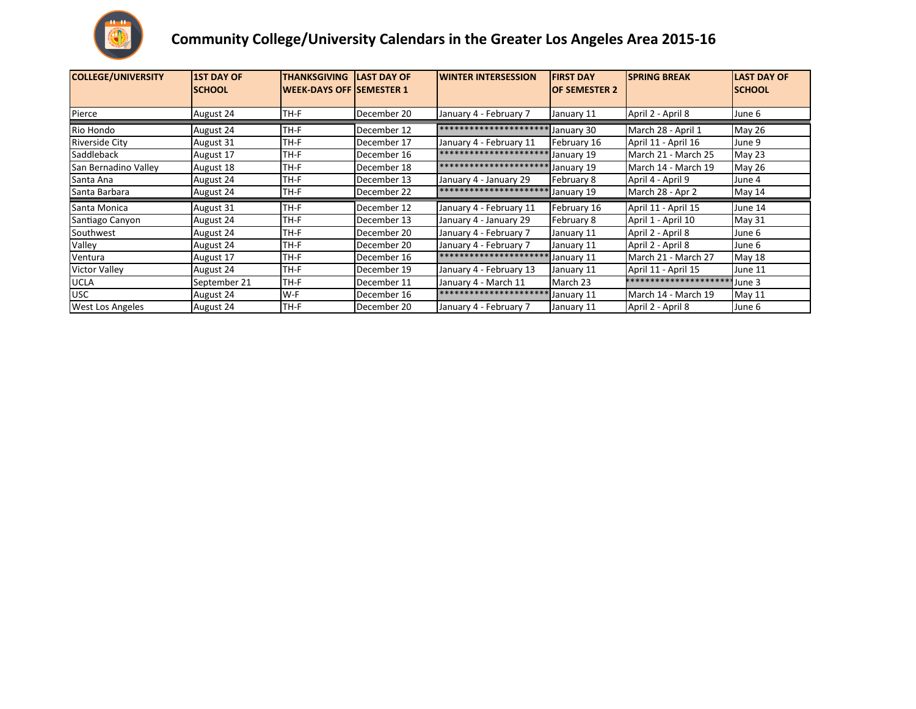# Community College/University Calendars in the Greater Los Angeles Area 2015-16

| COLLEGE/UNIVERSITY | 1ST DAY OF SCHOOL | THANKSGIVING WEEK-DAYS OFF | LAST DAY OF SEMESTER 1 | WINTER INTERSESSION | FIRST DAY OF SEMESTER 2 | SPRING BREAK | LAST DAY OF SCHOOL |
|---|---|---|---|---|---|---|---|
| Pierce | August 24 | TH-F | December 20 | January 4 - February 7 | January 11 | April 2 - April 8 | June 6 |
| Rio Hondo | August 24 | TH-F | December 12 | ********************** | January 30 | March 28 - April 1 | May 26 |
| Riverside City | August 31 | TH-F | December 17 | January 4 - February 11 | February 16 | April 11 - April 16 | June 9 |
| Saddleback | August 17 | TH-F | December 16 | ********************** | January 19 | March 21 - March 25 | May 23 |
| San Bernadino Valley | August 18 | TH-F | December 18 | ********************** | January 19 | March 14 - March 19 | May 26 |
| Santa Ana | August 24 | TH-F | December 13 | January 4 - January 29 | February 8 | April 4 - April 9 | June 4 |
| Santa Barbara | August 24 | TH-F | December 22 | ********************** | January 19 | March 28 - Apr 2 | May 14 |
| Santa Monica | August 31 | TH-F | December 12 | January 4 - February 11 | February 16 | April 11 - April 15 | June 14 |
| Santiago Canyon | August 24 | TH-F | December 13 | January 4 - January 29 | February 8 | April 1 - April 10 | May 31 |
| Southwest | August 24 | TH-F | December 20 | January 4 - February 7 | January 11 | April 2 - April 8 | June 6 |
| Valley | August 24 | TH-F | December 20 | January 4 - February 7 | January 11 | April 2 - April 8 | June 6 |
| Ventura | August 17 | TH-F | December 16 | ********************** | January 11 | March 21 - March 27 | May 18 |
| Victor Valley | August 24 | TH-F | December 19 | January 4 - February 13 | January 11 | April 11 - April 15 | June 11 |
| UCLA | September 21 | TH-F | December 11 | January 4 - March 11 | March 23 | ********************** | June 3 |
| USC | August 24 | W-F | December 16 | ********************** | January 11 | March 14 - March 19 | May 11 |
| West Los Angeles | August 24 | TH-F | December 20 | January 4 - February 7 | January 11 | April 2 - April 8 | June 6 |